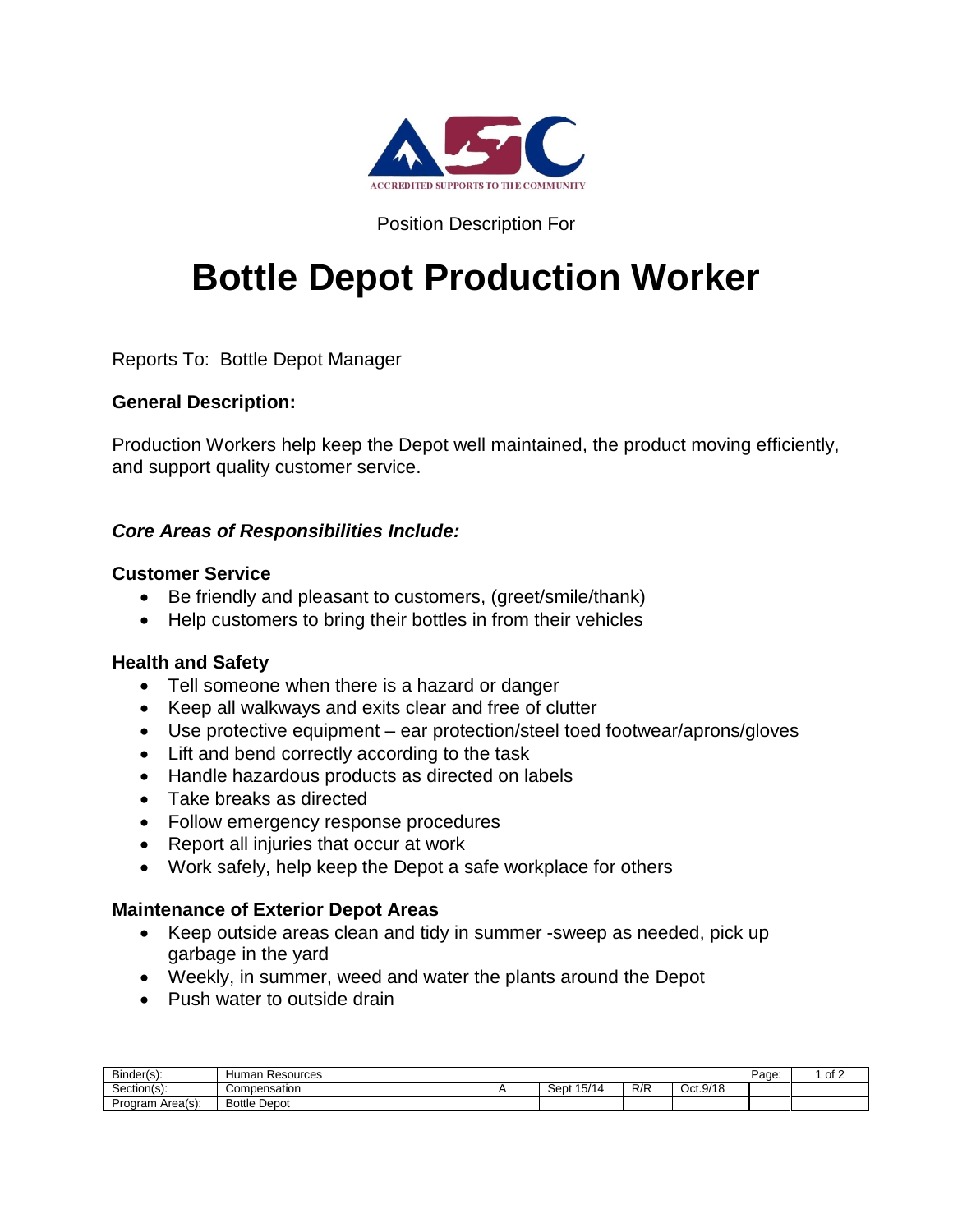ACCREDITED SUPPORTS TO THE COMMUNITY

Position Description For

# Bottle Depot Production Worker

Reports To: Bottle Depot Manager

**General Description:**

Production Workers help keep the Depot well maintained, the product moving efficiently, and support quality customer service.

***Core Areas of Responsibilities Include:***

**Customer Service**

- Be friendly and pleasant to customers, (greet/smile/thank)
- Help customers to bring their bottles in from their vehicles

**Health and Safety**

- Tell someone when there is a hazard or danger
- Keep all walkways and exits clear and free of clutter
- Use protective equipment – ear protection/steel toed footwear/aprons/gloves
- Lift and bend correctly according to the task
- Handle hazardous products as directed on labels
- Take breaks as directed
- Follow emergency response procedures
- Report all injuries that occur at work
- Work safely, help keep the Depot a safe workplace for others

**Maintenance of Exterior Depot Areas**

- Keep outside areas clean and tidy in summer -sweep as needed, pick up garbage in the yard
- Weekly, in summer, weed and water the plants around the Depot
- Push water to outside drain

| Binder(s): | Human Resources | | | | | Page: | 1 of 2 |
|---|---|---|---|---|---|---|---|
| Section(s): | Compensation | A | Sept 15/14 | R/R | Oct.9/18 | | |
| Program Area(s): | Bottle Depot | | | | | | |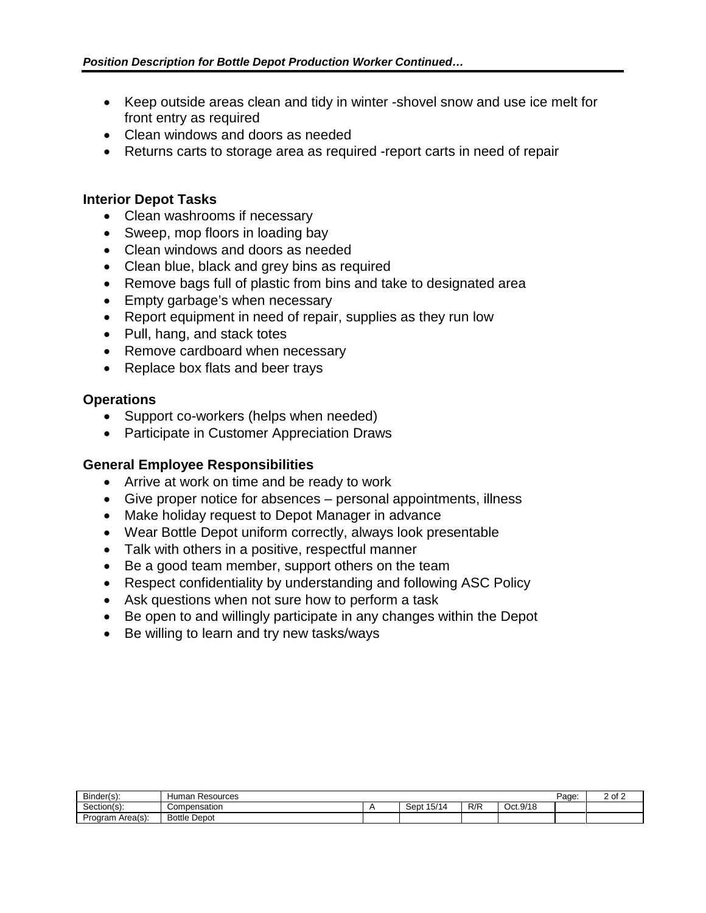- Keep outside areas clean and tidy in winter -shovel snow and use ice melt for front entry as required
- Clean windows and doors as needed
- Returns carts to storage area as required -report carts in need of repair

## Interior Depot Tasks

- Clean washrooms if necessary
- Sweep, mop floors in loading bay
- Clean windows and doors as needed
- Clean blue, black and grey bins as required
- Remove bags full of plastic from bins and take to designated area
- Empty garbage's when necessary
- Report equipment in need of repair, supplies as they run low
- Pull, hang, and stack totes
- Remove cardboard when necessary
- Replace box flats and beer trays

## Operations

- Support co-workers (helps when needed)
- Participate in Customer Appreciation Draws

## General Employee Responsibilities

- Arrive at work on time and be ready to work
- Give proper notice for absences – personal appointments, illness
- Make holiday request to Depot Manager in advance
- Wear Bottle Depot uniform correctly, always look presentable
- Talk with others in a positive, respectful manner
- Be a good team member, support others on the team
- Respect confidentiality by understanding and following ASC Policy
- Ask questions when not sure how to perform a task
- Be open to and willingly participate in any changes within the Depot
- Be willing to learn and try new tasks/ways